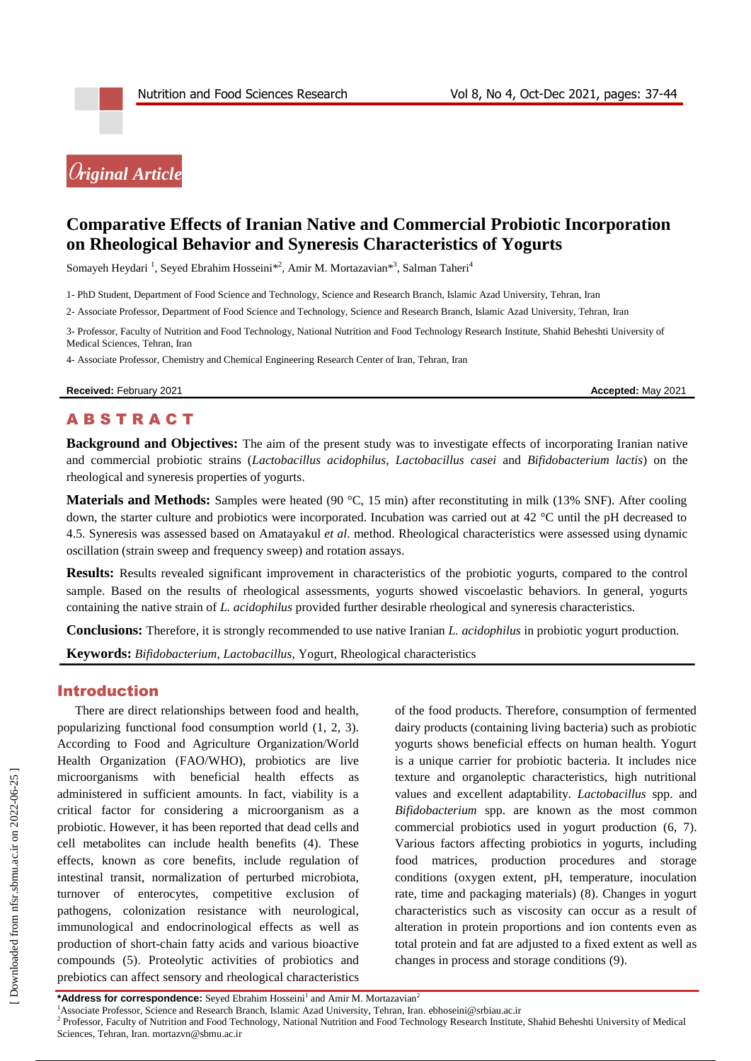*Original Article*

# Comparative Effects of Iranian Native and Commercial Probiotic Incorporation on Rheological Behavior and Syneresis Characteristics of Yogurts

Somayeh Heydari [1], Seyed Ebrahim Hosseini*[2], Amir M. Mortazavian*[3], Salman Taheri[4]

1- PhD Student, Department of Food Science and Technology, Science and Research Branch, Islamic Azad University, Tehran, Iran

2- Associate Professor, Department of Food Science and Technology, Science and Research Branch, Islamic Azad University, Tehran, Iran

3- Professor, Faculty of Nutrition and Food Technology, National Nutrition and Food Technology Research Institute, Shahid Beheshti University of Medical Sciences, Tehran, Iran

4- Associate Professor, Chemistry and Chemical Engineering Research Center of Iran, Tehran, Iran

**Received:** February 2021 **Accepted:** May 2021

## ABSTRACT

**Background and Objectives:** The aim of the present study was to investigate effects of incorporating Iranian native and commercial probiotic strains (*Lactobacillus acidophilus*, *Lactobacillus casei* and *Bifidobacterium lactis*) on the rheological and syneresis properties of yogurts.

**Materials and Methods:** Samples were heated (90 °C, 15 min) after reconstituting in milk (13% SNF). After cooling down, the starter culture and probiotics were incorporated. Incubation was carried out at 42 °C until the pH decreased to 4.5. Syneresis was assessed based on Amatayakul *et al*. method. Rheological characteristics were assessed using dynamic oscillation (strain sweep and frequency sweep) and rotation assays.

**Results:** Results revealed significant improvement in characteristics of the probiotic yogurts, compared to the control sample. Based on the results of rheological assessments, yogurts showed viscoelastic behaviors. In general, yogurts containing the native strain of *L. acidophilus* provided further desirable rheological and syneresis characteristics.

**Conclusions:** Therefore, it is strongly recommended to use native Iranian *L. acidophilus* in probiotic yogurt production.

**Keywords:** *Bifidobacterium*, *Lactobacillus*, Yogurt, Rheological characteristics

## Introduction

There are direct relationships between food and health, popularizing functional food consumption world (1, 2, 3). According to Food and Agriculture Organization/World Health Organization (FAO/WHO), probiotics are live microorganisms with beneficial health effects as administered in sufficient amounts. In fact, viability is a critical factor for considering a microorganism as a probiotic. However, it has been reported that dead cells and cell metabolites can include health benefits (4). These effects, known as core benefits, include regulation of intestinal transit, normalization of perturbed microbiota, turnover of enterocytes, competitive exclusion of pathogens, colonization resistance with neurological, immunological and endocrinological effects as well as production of short-chain fatty acids and various bioactive compounds (5). Proteolytic activities of probiotics and prebiotics can affect sensory and rheological characteristics of the food products. Therefore, consumption of fermented dairy products (containing living bacteria) such as probiotic yogurts shows beneficial effects on human health. Yogurt is a unique carrier for probiotic bacteria. It includes nice texture and organoleptic characteristics, high nutritional values and excellent adaptability. *Lactobacillus* spp. and *Bifidobacterium* spp. are known as the most common commercial probiotics used in yogurt production (6, 7). Various factors affecting probiotics in yogurts, including food matrices, production procedures and storage conditions (oxygen extent, pH, temperature, inoculation rate, time and packaging materials) (8). Changes in yogurt characteristics such as viscosity can occur as a result of alteration in protein proportions and ion contents even as total protein and fat are adjusted to a fixed extent as well as changes in process and storage conditions (9).

---

***Address for correspondence:** Seyed Ebrahim Hosseini[1] and Amir M. Mortazavian[2]

[1]Associate Professor, Science and Research Branch, Islamic Azad University, Tehran, Iran. ebhoseini@srbiau.ac.ir

[2] Professor, Faculty of Nutrition and Food Technology, National Nutrition and Food Technology Research Institute, Shahid Beheshti University of Medical Sciences, Tehran, Iran. mortazvn@sbmu.ac.ir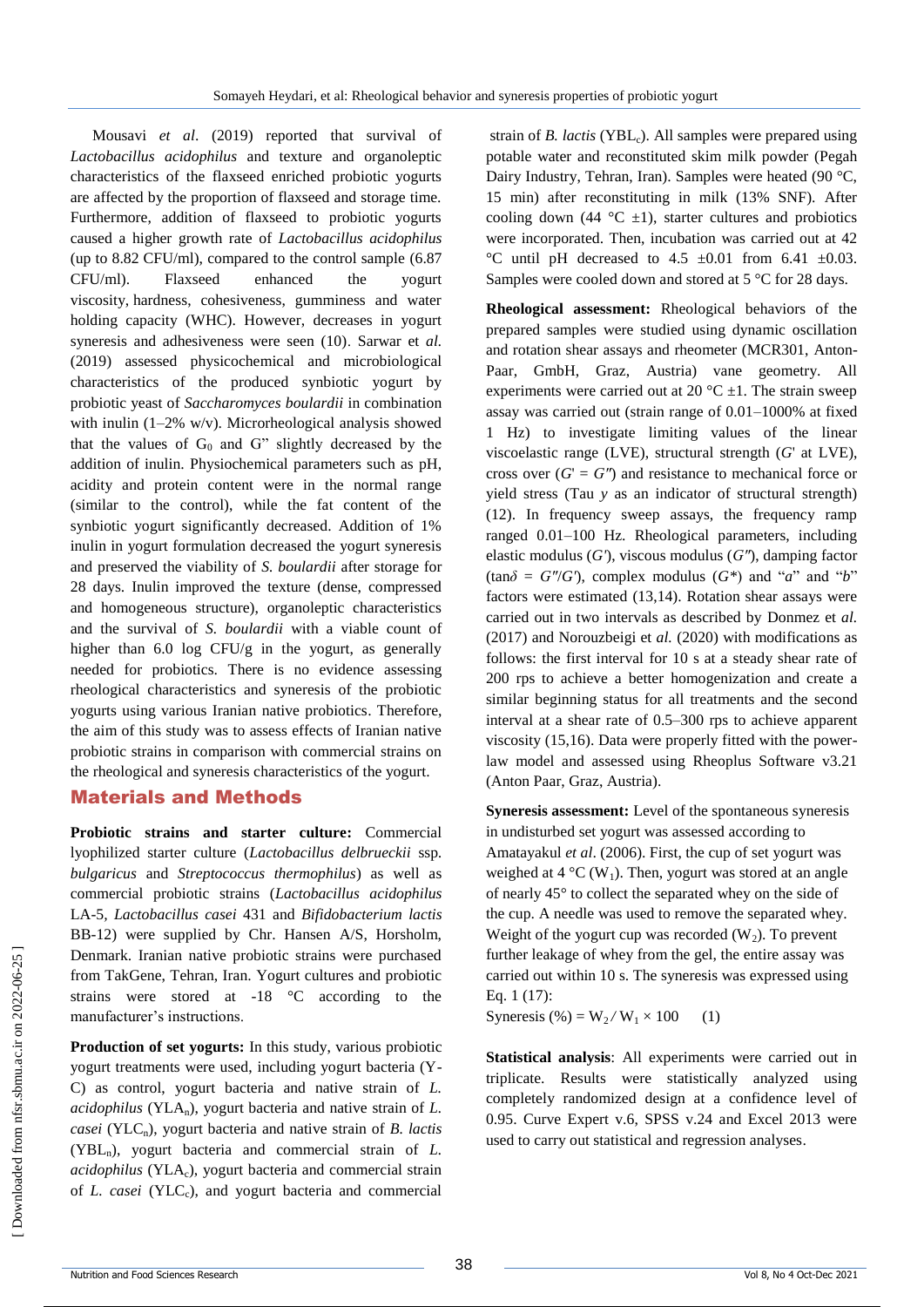Mousavi *et al*. (2019) reported that survival of *Lactobacillus acidophilus* and texture and organoleptic characteristics of the flaxseed enriched probiotic yogurts are affected by the proportion of flaxseed and storage time. Furthermore, addition of flaxseed to probiotic yogurts caused a higher growth rate of *Lactobacillus acidophilus* (up to 8.82 CFU/ml), compared to the control sample (6.87 CFU/ml). Flaxseed enhanced the yogurt viscosity, hardness, cohesiveness, gumminess and water holding capacity (WHC). However, decreases in yogurt syneresis and adhesiveness were seen (10). Sarwar et *al.* (2019) assessed physicochemical and microbiological characteristics of the produced synbiotic yogurt by probiotic yeast of *Saccharomyces boulardii* in combination with inulin (1–2% w/v). Microrheological analysis showed that the values of $G_0$ and G" slightly decreased by the addition of inulin. Physiochemical parameters such as pH, acidity and protein content were in the normal range (similar to the control), while the fat content of the synbiotic yogurt significantly decreased. Addition of 1% inulin in yogurt formulation decreased the yogurt syneresis and preserved the viability of *S. boulardii* after storage for 28 days. Inulin improved the texture (dense, compressed and homogeneous structure), organoleptic characteristics and the survival of *S. boulardii* with a viable count of higher than 6.0 log CFU/g in the yogurt, as generally needed for probiotics. There is no evidence assessing rheological characteristics and syneresis of the probiotic yogurts using various Iranian native probiotics. Therefore, the aim of this study was to assess effects of Iranian native probiotic strains in comparison with commercial strains on the rheological and syneresis characteristics of the yogurt.

## Materials and Methods

**Probiotic strains and starter culture:** Commercial lyophilized starter culture (*Lactobacillus delbrueckii* ssp. *bulgaricus* and *Streptococcus thermophilus*) as well as commercial probiotic strains (*Lactobacillus acidophilus* LA-5, *Lactobacillus casei* 431 and *Bifidobacterium lactis* BB-12) were supplied by Chr. Hansen A/S, Horsholm, Denmark. Iranian native probiotic strains were purchased from TakGene, Tehran, Iran. Yogurt cultures and probiotic strains were stored at -18 °C according to the manufacturer's instructions.

**Production of set yogurts:** In this study, various probiotic yogurt treatments were used, including yogurt bacteria (Y-C) as control, yogurt bacteria and native strain of *L. acidophilus* ($YLA_n$), yogurt bacteria and native strain of *L. casei* ($YLC_n$), yogurt bacteria and native strain of *B. lactis* ($YBL_n$), yogurt bacteria and commercial strain of *L. acidophilus* ($YLA_c$), yogurt bacteria and commercial strain of *L. casei* ($YLC_c$), and yogurt bacteria and commercial strain of *B. lactis* ($YBL_c$). All samples were prepared using potable water and reconstituted skim milk powder (Pegah Dairy Industry, Tehran, Iran). Samples were heated (90 °C, 15 min) after reconstituting in milk (13% SNF). After cooling down (44 °C ±1), starter cultures and probiotics were incorporated. Then, incubation was carried out at 42 °C until pH decreased to 4.5 ±0.01 from 6.41 ±0.03. Samples were cooled down and stored at 5 °C for 28 days.

**Rheological assessment:** Rheological behaviors of the prepared samples were studied using dynamic oscillation and rotation shear assays and rheometer (MCR301, Anton-Paar, GmbH, Graz, Austria) vane geometry. All experiments were carried out at 20 °C ±1. The strain sweep assay was carried out (strain range of 0.01–1000% at fixed 1 Hz) to investigate limiting values of the linear viscoelastic range (LVE), structural strength (*G*' at LVE), cross over (*G*' = *G*″) and resistance to mechanical force or yield stress (Tau *y* as an indicator of structural strength) (12). In frequency sweep assays, the frequency ramp ranged 0.01–100 Hz. Rheological parameters, including elastic modulus (*G*′), viscous modulus (*G*″), damping factor ($\tan\delta = G''/G'$), complex modulus ($G^*$) and "*a*" and "*b*" factors were estimated (13,14). Rotation shear assays were carried out in two intervals as described by Donmez et *al.* (2017) and Norouzbeigi et *al.* (2020) with modifications as follows: the first interval for 10 s at a steady shear rate of 200 rps to achieve a better homogenization and create a similar beginning status for all treatments and the second interval at a shear rate of 0.5–300 rps to achieve apparent viscosity (15,16). Data were properly fitted with the power-law model and assessed using Rheoplus Software v3.21 (Anton Paar, Graz, Austria).

**Syneresis assessment:** Level of the spontaneous syneresis in undisturbed set yogurt was assessed according to Amatayakul *et al*. (2006). First, the cup of set yogurt was weighed at 4 °C ($W_1$). Then, yogurt was stored at an angle of nearly 45° to collect the separated whey on the side of the cup. A needle was used to remove the separated whey. Weight of the yogurt cup was recorded ($W_2$). To prevent further leakage of whey from the gel, the entire assay was carried out within 10 s. The syneresis was expressed using Eq. 1 (17):

$$\text{Syneresis (\%)} = W_2 / W_1 \times 100 \qquad (1)$$

**Statistical analysis**: All experiments were carried out in triplicate. Results were statistically analyzed using completely randomized design at a confidence level of 0.95. Curve Expert v.6, SPSS v.24 and Excel 2013 were used to carry out statistical and regression analyses.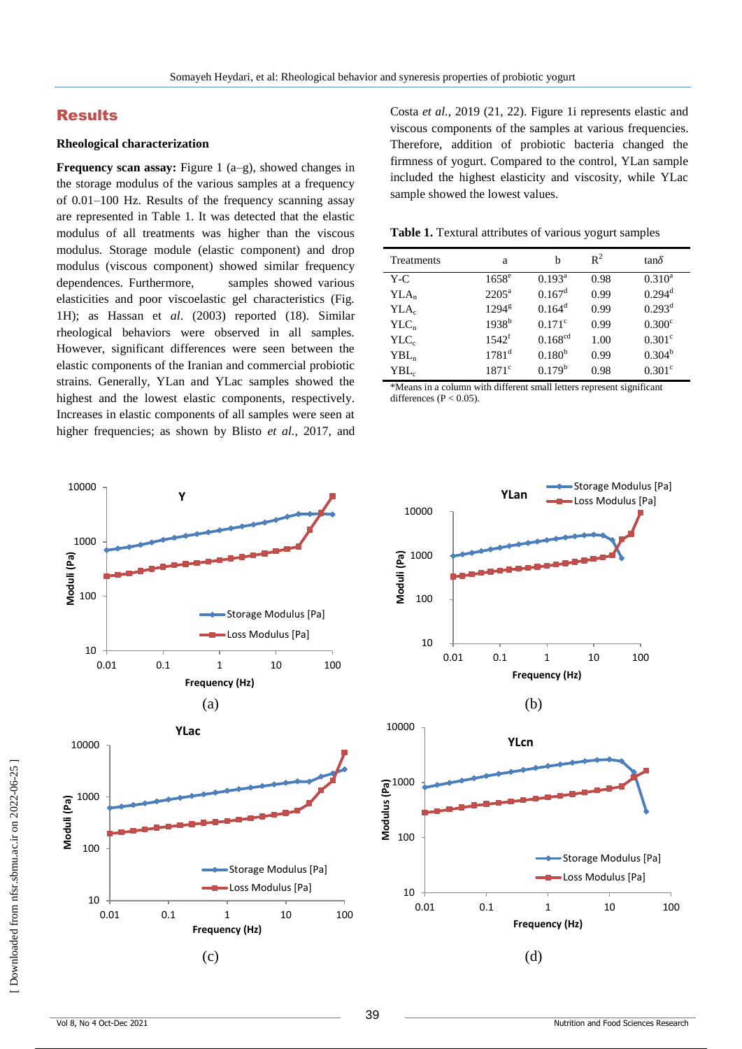## Results

### Rheological characterization

**Frequency scan assay:** Figure 1 (a–g), showed changes in the storage modulus of the various samples at a frequency of 0.01–100 Hz. Results of the frequency scanning assay are represented in Table 1. It was detected that the elastic modulus of all treatments was higher than the viscous modulus. Storage module (elastic component) and drop modulus (viscous component) showed similar frequency dependences. Furthermore, samples showed various elasticities and poor viscoelastic gel characteristics (Fig. 1H); as Hassan et *al*. (2003) reported (18). Similar rheological behaviors were observed in all samples. However, significant differences were seen between the elastic components of the Iranian and commercial probiotic strains. Generally, YLan and YLac samples showed the highest and the lowest elastic components, respectively. Increases in elastic components of all samples were seen at higher frequencies; as shown by Blisto *et al.*, 2017, and Costa *et al.*, 2019 (21, 22). Figure 1i represents elastic and viscous components of the samples at various frequencies. Therefore, addition of probiotic bacteria changed the firmness of yogurt. Compared to the control, YLan sample included the highest elasticity and viscosity, while YLac sample showed the lowest values.

**Table 1.** Textural attributes of various yogurt samples

| Treatments | a | b | $R^2$ | tan$\delta$ |
|---|---|---|---|---|
| Y-C | 1658[e] | 0.193[a] | 0.98 | 0.310[a] |
| $YLA_n$ | 2205[a] | 0.167[d] | 0.99 | 0.294[d] |
| $YLA_c$ | 1294[g] | 0.164[d] | 0.99 | 0.293[d] |
| $YLC_n$ | 1938[b] | 0.171[c] | 0.99 | 0.300[c] |
| $YLC_c$ | 1542[f] | 0.168[cd] | 1.00 | 0.301[c] |
| $YBL_n$ | 1781[d] | 0.180[b] | 0.99 | 0.304[b] |
| $YBL_c$ | 1871[c] | 0.179[b] | 0.98 | 0.301[c] |

*Means in a column with different small letters represent significant differences ($P < 0.05$).

(a)

(b)

(c)

(d)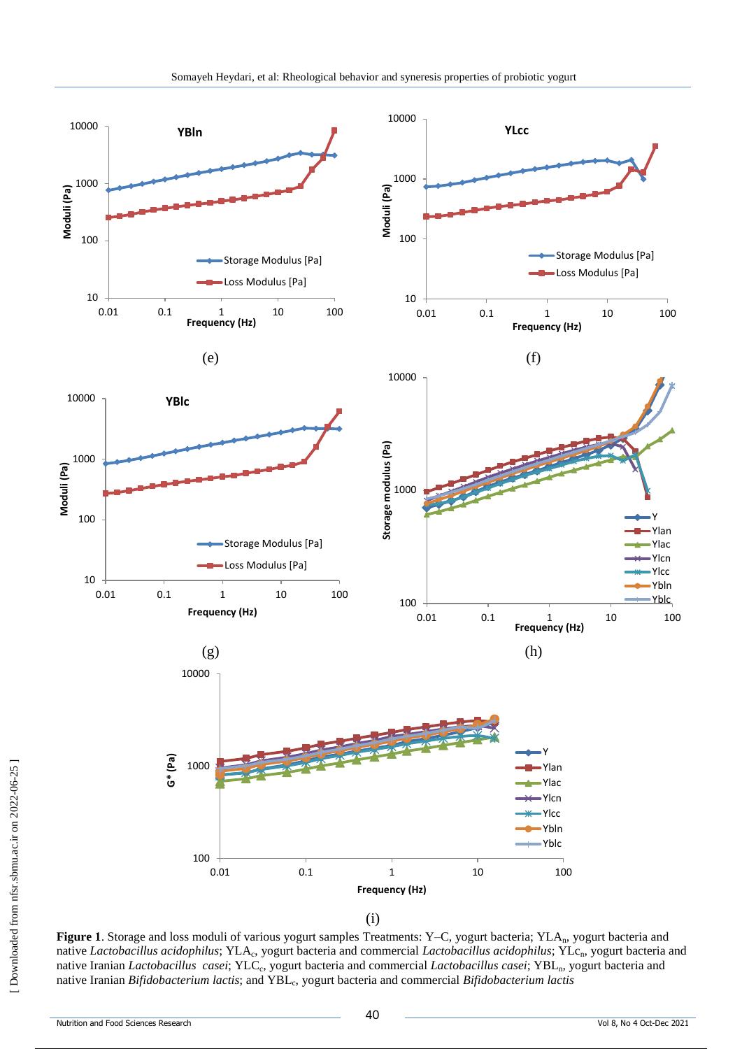(e)

(f)

(g)

(h)

(i)

**Figure 1**. Storage and loss moduli of various yogurt samples Treatments: Y–C, yogurt bacteria; $YLA_n$, yogurt bacteria and native *Lactobacillus acidophilus*; $YLA_c$, yogurt bacteria and commercial *Lactobacillus acidophilus*; $YLc_n$, yogurt bacteria and native Iranian *Lactobacillus casei*; $YLC_c$, yogurt bacteria and commercial *Lactobacillus casei*; $YBL_n$, yogurt bacteria and native Iranian *Bifidobacterium lactis*; and $YBL_c$, yogurt bacteria and commercial *Bifidobacterium lactis*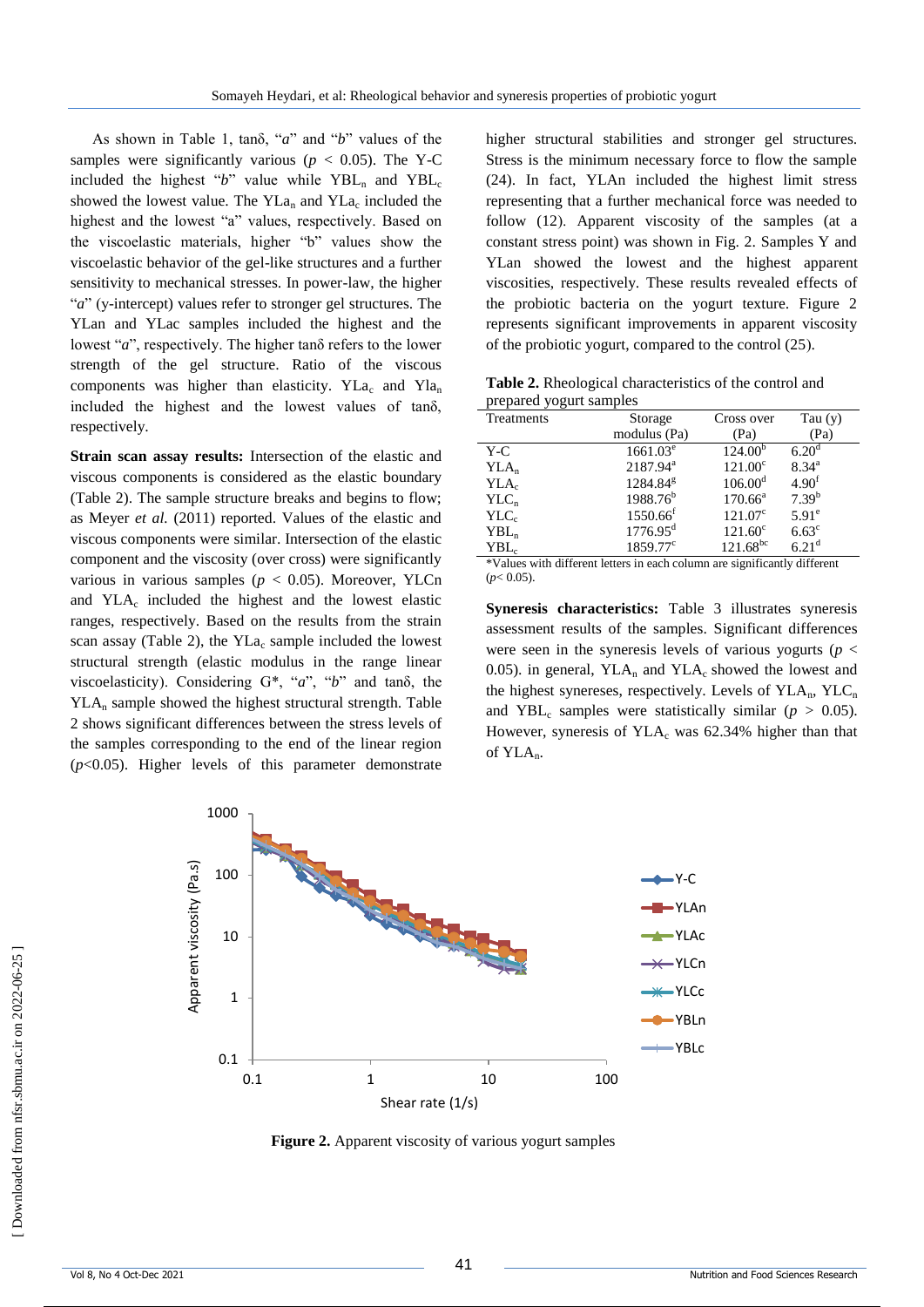As shown in Table 1, tanδ, "*a*" and "*b*" values of the samples were significantly various ($p < 0.05$). The Y-C included the highest "*b*" value while $YBL_n$ and $YBL_c$ showed the lowest value. The $YLa_n$ and $YLa_c$ included the highest and the lowest "a" values, respectively. Based on the viscoelastic materials, higher "b" values show the viscoelastic behavior of the gel-like structures and a further sensitivity to mechanical stresses. In power-law, the higher "*a*" (y-intercept) values refer to stronger gel structures. The YLan and YLac samples included the highest and the lowest "*a*", respectively. The higher tanδ refers to the lower strength of the gel structure. Ratio of the viscous components was higher than elasticity. $YLa_c$ and $Yla_n$ included the highest and the lowest values of tanδ, respectively.

**Strain scan assay results:** Intersection of the elastic and viscous components is considered as the elastic boundary (Table 2). The sample structure breaks and begins to flow; as Meyer *et al.* (2011) reported. Values of the elastic and viscous components were similar. Intersection of the elastic component and the viscosity (over cross) were significantly various in various samples ($p < 0.05$). Moreover, YLCn and $YLA_c$ included the highest and the lowest elastic ranges, respectively. Based on the results from the strain scan assay (Table 2), the $YLa_c$ sample included the lowest structural strength (elastic modulus in the range linear viscoelasticity). Considering G*, "*a*", "*b*" and tanδ, the $YLA_n$ sample showed the highest structural strength. Table 2 shows significant differences between the stress levels of the samples corresponding to the end of the linear region ($p<0.05$). Higher levels of this parameter demonstrate higher structural stabilities and stronger gel structures. Stress is the minimum necessary force to flow the sample (24). In fact, YLAn included the highest limit stress representing that a further mechanical force was needed to follow (12). Apparent viscosity of the samples (at a constant stress point) was shown in Fig. 2. Samples Y and YLan showed the lowest and the highest apparent viscosities, respectively. These results revealed effects of the probiotic bacteria on the yogurt texture. Figure 2 represents significant improvements in apparent viscosity of the probiotic yogurt, compared to the control (25).

**Table 2.** Rheological characteristics of the control and prepared yogurt samples

| Treatments | Storage modulus (Pa) | Cross over (Pa) | Tau (y) (Pa) |
|---|---|---|---|
| Y-C | 1661.03[e] | 124.00[b] | 6.20[d] |
| $YLA_n$ | 2187.94[a] | 121.00[c] | 8.34[a] |
| $YLA_c$ | 1284.84[g] | 106.00[d] | 4.90[f] |
| $YLC_n$ | 1988.76[b] | 170.66[a] | 7.39[b] |
| $YLC_c$ | 1550.66[f] | 121.07[c] | 5.91[e] |
| $YBL_n$ | 1776.95[d] | 121.60[c] | 6.63[c] |
| $YBL_c$ | 1859.77[c] | 121.68[bc] | 6.21[d] |

*Values with different letters in each column are significantly different ($p< 0.05$).

**Syneresis characteristics:** Table 3 illustrates syneresis assessment results of the samples. Significant differences were seen in the syneresis levels of various yogurts ($p < 0.05$). in general, $YLA_n$ and $YLA_c$ showed the lowest and the highest synereses, respectively. Levels of $YLA_n$, $YLC_n$ and $YBL_c$ samples were statistically similar ($p > 0.05$). However, syneresis of $YLA_c$ was 62.34% higher than that of $YLA_n$.

**Figure 2.** Apparent viscosity of various yogurt samples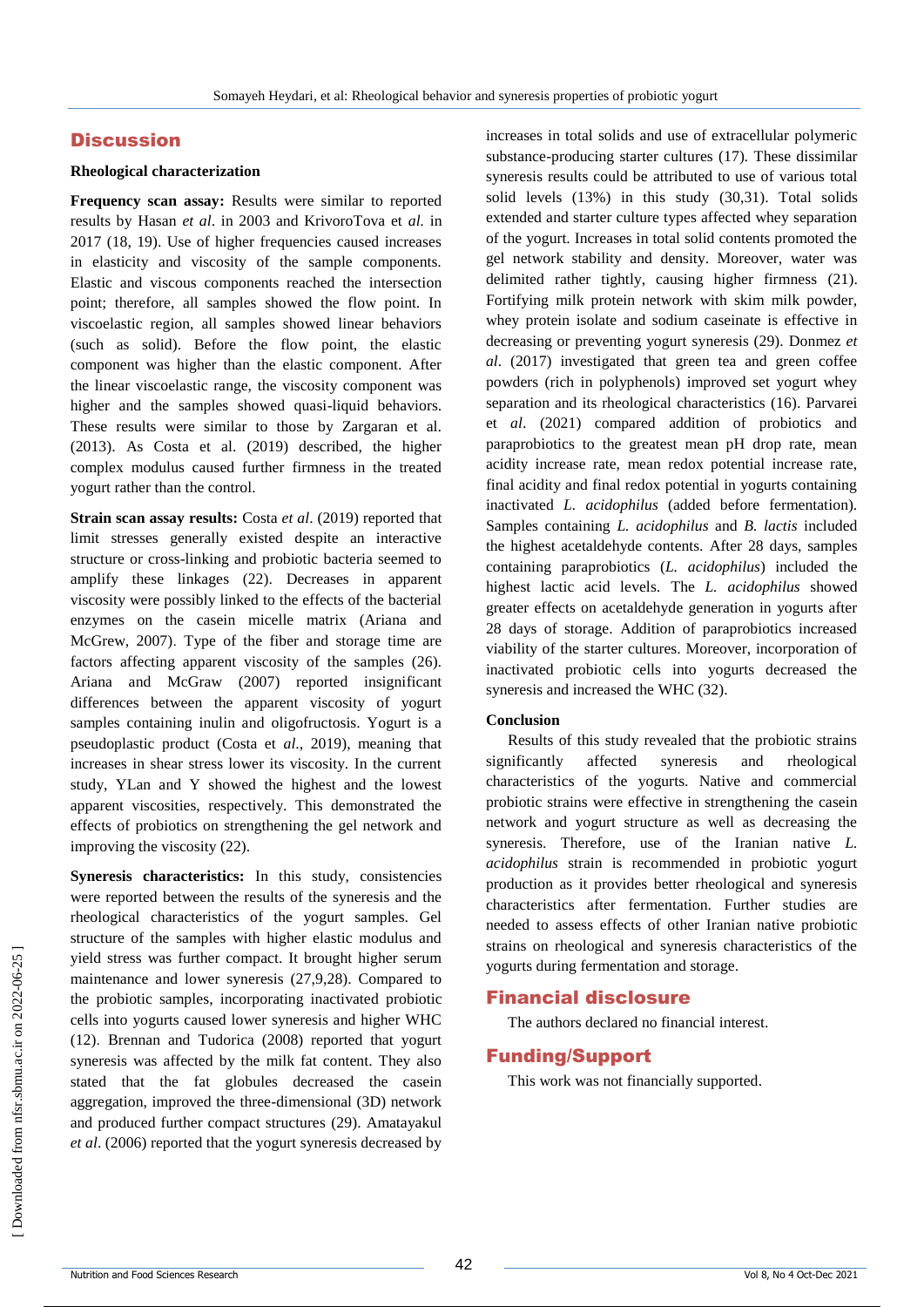## Discussion

### Rheological characterization

**Frequency scan assay:** Results were similar to reported results by Hasan *et al*. in 2003 and KrivoroTova et *al.* in 2017 (18, 19). Use of higher frequencies caused increases in elasticity and viscosity of the sample components. Elastic and viscous components reached the intersection point; therefore, all samples showed the flow point. In viscoelastic region, all samples showed linear behaviors (such as solid). Before the flow point, the elastic component was higher than the elastic component. After the linear viscoelastic range, the viscosity component was higher and the samples showed quasi-liquid behaviors. These results were similar to those by Zargaran et al. (2013). As Costa et al. (2019) described, the higher complex modulus caused further firmness in the treated yogurt rather than the control.

**Strain scan assay results:** Costa *et al*. (2019) reported that limit stresses generally existed despite an interactive structure or cross-linking and probiotic bacteria seemed to amplify these linkages (22). Decreases in apparent viscosity were possibly linked to the effects of the bacterial enzymes on the casein micelle matrix (Ariana and McGrew, 2007). Type of the fiber and storage time are factors affecting apparent viscosity of the samples (26). Ariana and McGraw (2007) reported insignificant differences between the apparent viscosity of yogurt samples containing inulin and oligofructosis. Yogurt is a pseudoplastic product (Costa et *al*., 2019), meaning that increases in shear stress lower its viscosity. In the current study, YLan and Y showed the highest and the lowest apparent viscosities, respectively. This demonstrated the effects of probiotics on strengthening the gel network and improving the viscosity (22).

**Syneresis characteristics:** In this study, consistencies were reported between the results of the syneresis and the rheological characteristics of the yogurt samples. Gel structure of the samples with higher elastic modulus and yield stress was further compact. It brought higher serum maintenance and lower syneresis (27,9,28). Compared to the probiotic samples, incorporating inactivated probiotic cells into yogurts caused lower syneresis and higher WHC (12). Brennan and Tudorica (2008) reported that yogurt syneresis was affected by the milk fat content. They also stated that the fat globules decreased the casein aggregation, improved the three-dimensional (3D) network and produced further compact structures (29). Amatayakul *et al*. (2006) reported that the yogurt syneresis decreased by increases in total solids and use of extracellular polymeric substance-producing starter cultures (17). These dissimilar syneresis results could be attributed to use of various total solid levels (13%) in this study (30,31). Total solids extended and starter culture types affected whey separation of the yogurt. Increases in total solid contents promoted the gel network stability and density. Moreover, water was delimited rather tightly, causing higher firmness (21). Fortifying milk protein network with skim milk powder, whey protein isolate and sodium caseinate is effective in decreasing or preventing yogurt syneresis (29). Donmez *et al*. (2017) investigated that green tea and green coffee powders (rich in polyphenols) improved set yogurt whey separation and its rheological characteristics (16). Parvarei et *al*. (2021) compared addition of probiotics and paraprobiotics to the greatest mean pH drop rate, mean acidity increase rate, mean redox potential increase rate, final acidity and final redox potential in yogurts containing inactivated *L. acidophilus* (added before fermentation). Samples containing *L. acidophilus* and *B. lactis* included the highest acetaldehyde contents. After 28 days, samples containing paraprobiotics (*L. acidophilus*) included the highest lactic acid levels. The *L. acidophilus* showed greater effects on acetaldehyde generation in yogurts after 28 days of storage. Addition of paraprobiotics increased viability of the starter cultures. Moreover, incorporation of inactivated probiotic cells into yogurts decreased the syneresis and increased the WHC (32).

### Conclusion

Results of this study revealed that the probiotic strains significantly affected syneresis and rheological characteristics of the yogurts. Native and commercial probiotic strains were effective in strengthening the casein network and yogurt structure as well as decreasing the syneresis. Therefore, use of the Iranian native *L. acidophilus* strain is recommended in probiotic yogurt production as it provides better rheological and syneresis characteristics after fermentation. Further studies are needed to assess effects of other Iranian native probiotic strains on rheological and syneresis characteristics of the yogurts during fermentation and storage.

## Financial disclosure

The authors declared no financial interest.

## Funding/Support

This work was not financially supported.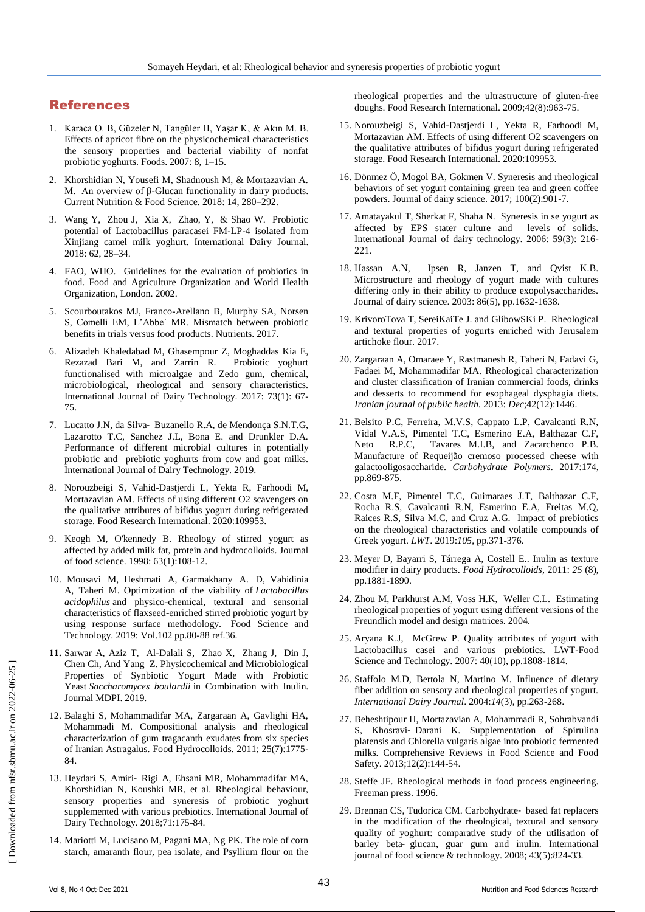## References

1. Karaca O. B, Güzeler N, Tangüler H, Yaşar K, & Akın M. B. Effects of apricot fibre on the physicochemical characteristics the sensory properties and bacterial viability of nonfat probiotic yoghurts. Foods. 2007: 8, 1–15.

2. Khorshidian N, Yousefi M, Shadnoush M, & Mortazavian A. M. An overview of β-Glucan functionality in dairy products. Current Nutrition & Food Science. 2018: 14, 280–292.

3. Wang Y, Zhou J, Xia X, Zhao, Y, & Shao W. Probiotic potential of Lactobacillus paracasei FM-LP-4 isolated from Xinjiang camel milk yoghurt. International Dairy Journal. 2018: 62, 28–34.

4. FAO, WHO. Guidelines for the evaluation of probiotics in food. Food and Agriculture Organization and World Health Organization, London. 2002.

5. Scourboutakos MJ, Franco-Arellano B, Murphy SA, Norsen S, Comelli EM, L'Abbe´ MR. Mismatch between probiotic benefits in trials versus food products. Nutrients. 2017.

6. Alizadeh Khaledabad M, Ghasempour Z, Moghaddas Kia E, Rezazad Bari M, and Zarrin R. Probiotic yoghurt functionalised with microalgae and Zedo gum, chemical, microbiological, rheological and sensory characteristics. International Journal of Dairy Technology. 2017: 73(1): 67-75.

7. Lucatto J.N, da Silva- Buzanello R.A, de Mendonça S.N.T.G, Lazarotto T.C, Sanchez J.L, Bona E. and Drunkler D.A. Performance of different microbial cultures in potentially probiotic and prebiotic yoghurts from cow and goat milks. International Journal of Dairy Technology. 2019.

8. Norouzbeigi S, Vahid-Dastjerdi L, Yekta R, Farhoodi M, Mortazavian AM. Effects of using different O2 scavengers on the qualitative attributes of bifidus yogurt during refrigerated storage. Food Research International. 2020:109953.

9. Keogh M, O'kennedy B. Rheology of stirred yogurt as affected by added milk fat, protein and hydrocolloids. Journal of food science. 1998: 63(1):108-12.

10. Mousavi M, Heshmati A, Garmakhany A. D, Vahidinia A, Taheri M. Optimization of the viability of *Lactobacillus acidophilus* and physico-chemical, textural and sensorial characteristics of flaxseed-enriched stirred probiotic yogurt by using response surface methodology. Food Science and Technology. 2019: Vol.102 pp.80-88 ref.36.

11. Sarwar A, Aziz T, Al-Dalali S, Zhao X, Zhang J, Din J, Chen Ch, And Yang Z. Physicochemical and Microbiological Properties of Synbiotic Yogurt Made with Probiotic Yeast *Saccharomyces boulardii* in Combination with Inulin. Journal MDPI. 2019.

12. Balaghi S, Mohammadifar MA, Zargaraan A, Gavlighi HA, Mohammadi M. Compositional analysis and rheological characterization of gum tragacanth exudates from six species of Iranian Astragalus. Food Hydrocolloids. 2011; 25(7):1775-84.

13. Heydari S, Amiri- Rigi A, Ehsani MR, Mohammadifar MA, Khorshidian N, Koushki MR, et al. Rheological behaviour, sensory properties and syneresis of probiotic yoghurt supplemented with various prebiotics. International Journal of Dairy Technology. 2018;71:175-84.

14. Mariotti M, Lucisano M, Pagani MA, Ng PK. The role of corn starch, amaranth flour, pea isolate, and Psyllium flour on the rheological properties and the ultrastructure of gluten-free doughs. Food Research International. 2009;42(8):963-75.

15. Norouzbeigi S, Vahid-Dastjerdi L, Yekta R, Farhoodi M, Mortazavian AM. Effects of using different O2 scavengers on the qualitative attributes of bifidus yogurt during refrigerated storage. Food Research International. 2020:109953.

16. Dönmez Ö, Mogol BA, Gökmen V. Syneresis and rheological behaviors of set yogurt containing green tea and green coffee powders. Journal of dairy science. 2017; 100(2):901-7.

17. Amatayakul T, Sherkat F, Shaha N. Syneresis in se yogurt as affected by EPS stater culture and levels of solids. International Journal of dairy technology. 2006: 59(3): 216-221.

18. Hassan A.N, Ipsen R, Janzen T, and Qvist K.B. Microstructure and rheology of yogurt made with cultures differing only in their ability to produce exopolysaccharides. Journal of dairy science. 2003: 86(5), pp.1632-1638.

19. KrivoroTova T, SereiKaiTe J. and GlibowSKi P. Rheological and textural properties of yogurts enriched with Jerusalem artichoke flour. 2017.

20. Zargaraan A, Omaraee Y, Rastmanesh R, Taheri N, Fadavi G, Fadaei M, Mohammadifar MA. Rheological characterization and cluster classification of Iranian commercial foods, drinks and desserts to recommend for esophageal dysphagia diets. *Iranian journal of public health.* 2013: *Dec*;42(12):1446.

21. Belsito P.C, Ferreira, M.V.S, Cappato L.P, Cavalcanti R.N, Vidal V.A.S, Pimentel T.C, Esmerino E.A, Balthazar C.F, Neto R.P.C, Tavares M.I.B, and Zacarchenco P.B. Manufacture of Requeijão cremoso processed cheese with galactooligosaccharide. *Carbohydrate Polymers*. 2017:174, pp.869-875.

22. Costa M.F, Pimentel T.C, Guimaraes J.T, Balthazar C.F, Rocha R.S, Cavalcanti R.N, Esmerino E.A, Freitas M.Q, Raices R.S, Silva M.C, and Cruz A.G. Impact of prebiotics on the rheological characteristics and volatile compounds of Greek yogurt. *LWT*. 2019:*105*, pp.371-376.

23. Meyer D, Bayarri S, Tárrega A, Costell E.. Inulin as texture modifier in dairy products. *Food Hydrocolloids*, 2011: *25* (8), pp.1881-1890.

24. Zhou M, Parkhurst A.M, Voss H.K, Weller C.L. Estimating rheological properties of yogurt using different versions of the Freundlich model and design matrices. 2004.

25. Aryana K.J, McGrew P. Quality attributes of yogurt with Lactobacillus casei and various prebiotics. LWT-Food Science and Technology. 2007: 40(10), pp.1808-1814.

26. Staffolo M.D, Bertola N, Martino M. Influence of dietary fiber addition on sensory and rheological properties of yogurt. *International Dairy Journal*. 2004:*14*(3), pp.263-268.

27. Beheshtipour H, Mortazavian A, Mohammadi R, Sohrabvandi S, Khosravi- Darani K. Supplementation of Spirulina platensis and Chlorella vulgaris algae into probiotic fermented milks. Comprehensive Reviews in Food Science and Food Safety. 2013;12(2):144-54.

28. Steffe JF. Rheological methods in food process engineering. Freeman press. 1996.

29. Brennan CS, Tudorica CM. Carbohydrate- based fat replacers in the modification of the rheological, textural and sensory quality of yoghurt: comparative study of the utilisation of barley beta- glucan, guar gum and inulin. International journal of food science & technology. 2008; 43(5):824-33.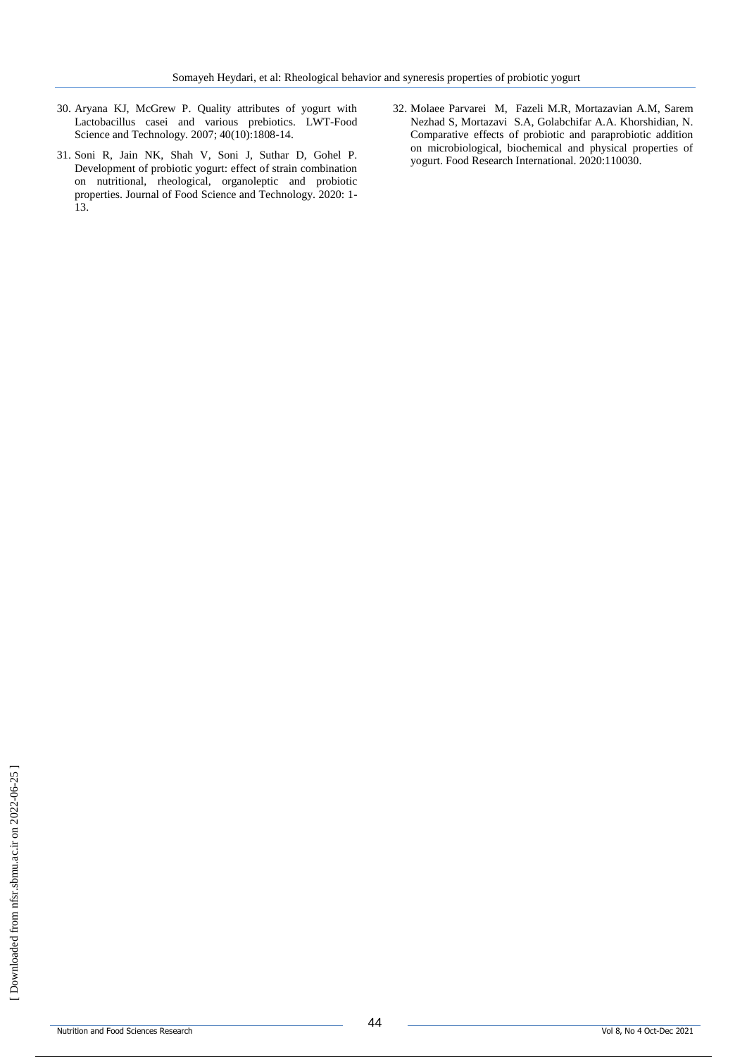30. Aryana KJ, McGrew P. Quality attributes of yogurt with Lactobacillus casei and various prebiotics. LWT-Food Science and Technology. 2007; 40(10):1808-14.
31. Soni R, Jain NK, Shah V, Soni J, Suthar D, Gohel P. Development of probiotic yogurt: effect of strain combination on nutritional, rheological, organoleptic and probiotic properties. Journal of Food Science and Technology. 2020: 1-13.
32. Molaee Parvarei M, Fazeli M.R, Mortazavian A.M, Sarem Nezhad S, Mortazavi S.A, Golabchifar A.A. Khorshidian, N. Comparative effects of probiotic and paraprobiotic addition on microbiological, biochemical and physical properties of yogurt. Food Research International. 2020:110030.